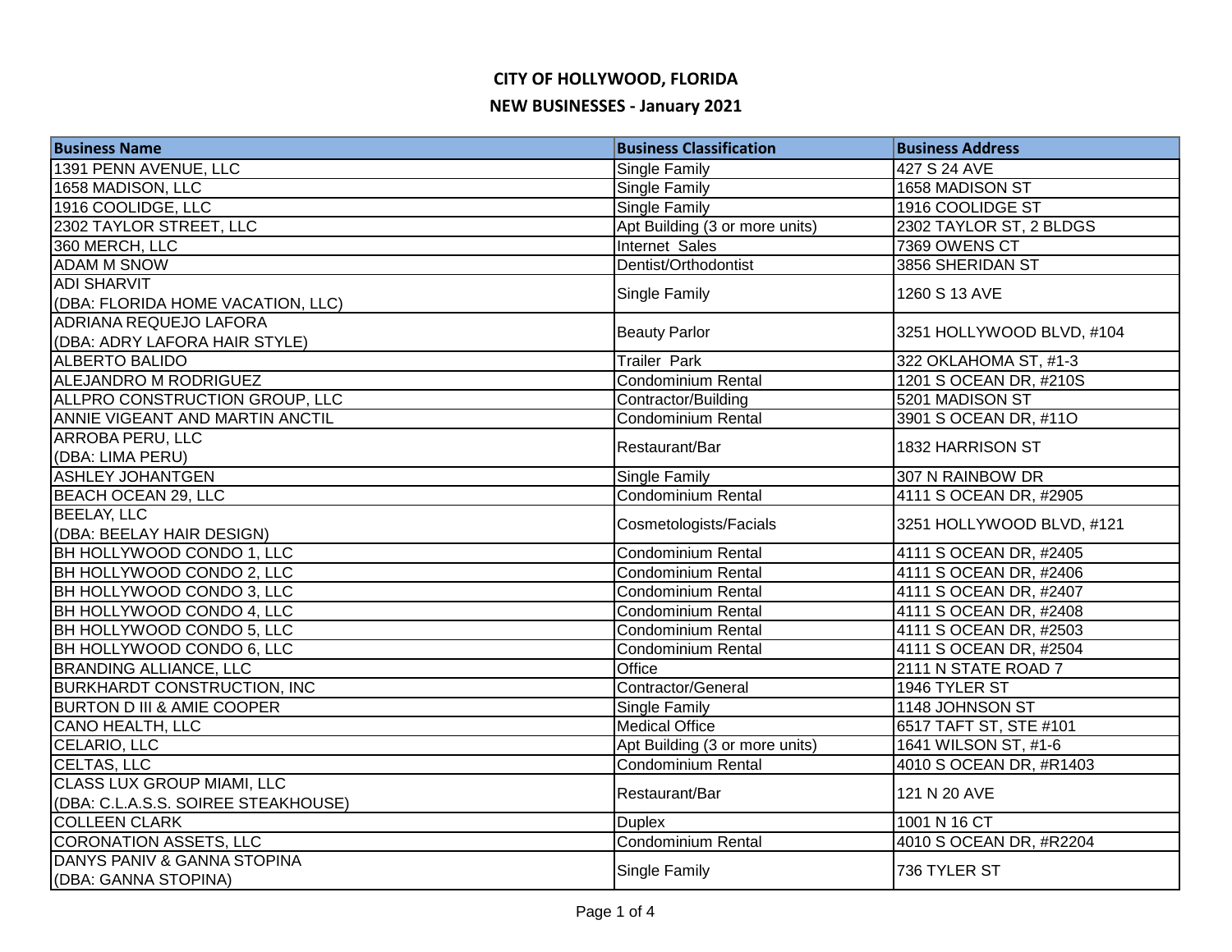# CITY OF HOLLYWOOD, FLORIDA

## NEW BUSINESSES - January 2021

| Business Name | Business Classification | Business Address |
|---|---|---|
| 1391 PENN AVENUE, LLC | Single Family | 427 S 24 AVE |
| 1658 MADISON, LLC | Single Family | 1658 MADISON ST |
| 1916 COOLIDGE, LLC | Single Family | 1916 COOLIDGE ST |
| 2302 TAYLOR STREET, LLC | Apt Building (3 or more units) | 2302 TAYLOR ST, 2 BLDGS |
| 360 MERCH, LLC | Internet Sales | 7369 OWENS CT |
| ADAM M SNOW | Dentist/Orthodontist | 3856 SHERIDAN ST |
| ADI SHARVIT (DBA: FLORIDA HOME VACATION, LLC) | Single Family | 1260 S 13 AVE |
| ADRIANA REQUEJO LAFORA (DBA: ADRY LAFORA HAIR STYLE) | Beauty Parlor | 3251 HOLLYWOOD BLVD, #104 |
| ALBERTO BALIDO | Trailer Park | 322 OKLAHOMA ST, #1-3 |
| ALEJANDRO M RODRIGUEZ | Condominium Rental | 1201 S OCEAN DR, #210S |
| ALLPRO CONSTRUCTION GROUP, LLC | Contractor/Building | 5201 MADISON ST |
| ANNIE VIGEANT AND MARTIN ANCTIL | Condominium Rental | 3901 S OCEAN DR, #11O |
| ARROBA PERU, LLC (DBA: LIMA PERU) | Restaurant/Bar | 1832 HARRISON ST |
| ASHLEY JOHANTGEN | Single Family | 307 N RAINBOW DR |
| BEACH OCEAN 29, LLC | Condominium Rental | 4111 S OCEAN DR, #2905 |
| BEELAY, LLC (DBA: BEELAY HAIR DESIGN) | Cosmetologists/Facials | 3251 HOLLYWOOD BLVD, #121 |
| BH HOLLYWOOD CONDO 1, LLC | Condominium Rental | 4111 S OCEAN DR, #2405 |
| BH HOLLYWOOD CONDO 2, LLC | Condominium Rental | 4111 S OCEAN DR, #2406 |
| BH HOLLYWOOD CONDO 3, LLC | Condominium Rental | 4111 S OCEAN DR, #2407 |
| BH HOLLYWOOD CONDO 4, LLC | Condominium Rental | 4111 S OCEAN DR, #2408 |
| BH HOLLYWOOD CONDO 5, LLC | Condominium Rental | 4111 S OCEAN DR, #2503 |
| BH HOLLYWOOD CONDO 6, LLC | Condominium Rental | 4111 S OCEAN DR, #2504 |
| BRANDING ALLIANCE, LLC | Office | 2111 N STATE ROAD 7 |
| BURKHARDT CONSTRUCTION, INC | Contractor/General | 1946 TYLER ST |
| BURTON D III & AMIE COOPER | Single Family | 1148 JOHNSON ST |
| CANO HEALTH, LLC | Medical Office | 6517 TAFT ST, STE #101 |
| CELARIO, LLC | Apt Building (3 or more units) | 1641 WILSON ST, #1-6 |
| CELTAS, LLC | Condominium Rental | 4010 S OCEAN DR, #R1403 |
| CLASS LUX GROUP MIAMI, LLC (DBA: C.L.A.S.S. SOIREE STEAKHOUSE) | Restaurant/Bar | 121 N 20 AVE |
| COLLEEN CLARK | Duplex | 1001 N 16 CT |
| CORONATION ASSETS, LLC | Condominium Rental | 4010 S OCEAN DR, #R2204 |
| DANYS PANIV & GANNA STOPINA (DBA: GANNA STOPINA) | Single Family | 736 TYLER ST |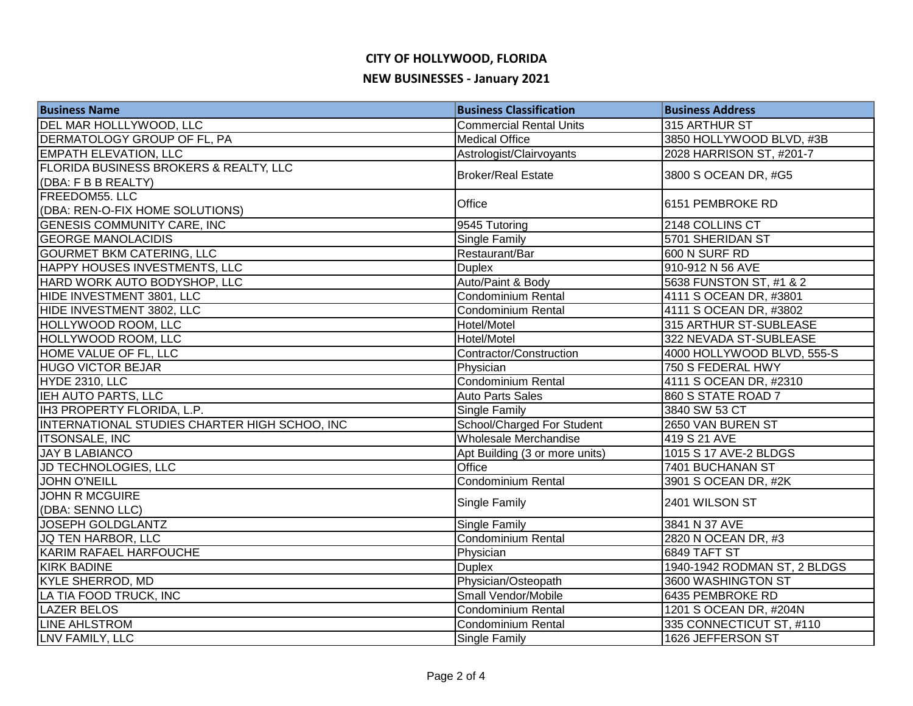# CITY OF HOLLYWOOD, FLORIDA

## NEW BUSINESSES - January 2021

| Business Name | Business Classification | Business Address |
|---|---|---|
| DEL MAR HOLLLYWOOD, LLC | Commercial Rental Units | 315 ARTHUR ST |
| DERMATOLOGY GROUP OF FL, PA | Medical Office | 3850 HOLLYWOOD BLVD, #3B |
| EMPATH ELEVATION, LLC | Astrologist/Clairvoyants | 2028 HARRISON ST, #201-7 |
| FLORIDA BUSINESS BROKERS & REALTY, LLC (DBA: F B B REALTY) | Broker/Real Estate | 3800 S OCEAN DR, #G5 |
| FREEDOM55. LLC (DBA: REN-O-FIX HOME SOLUTIONS) | Office | 6151 PEMBROKE RD |
| GENESIS COMMUNITY CARE, INC | 9545 Tutoring | 2148 COLLINS CT |
| GEORGE MANOLACIDIS | Single Family | 5701 SHERIDAN ST |
| GOURMET BKM CATERING, LLC | Restaurant/Bar | 600 N SURF RD |
| HAPPY HOUSES INVESTMENTS, LLC | Duplex | 910-912 N 56 AVE |
| HARD WORK AUTO BODYSHOP, LLC | Auto/Paint & Body | 5638 FUNSTON ST, #1 & 2 |
| HIDE INVESTMENT 3801, LLC | Condominium Rental | 4111 S OCEAN DR, #3801 |
| HIDE INVESTMENT 3802, LLC | Condominium Rental | 4111 S OCEAN DR, #3802 |
| HOLLYWOOD ROOM, LLC | Hotel/Motel | 315 ARTHUR ST-SUBLEASE |
| HOLLYWOOD ROOM, LLC | Hotel/Motel | 322 NEVADA ST-SUBLEASE |
| HOME VALUE OF FL, LLC | Contractor/Construction | 4000 HOLLYWOOD BLVD, 555-S |
| HUGO VICTOR BEJAR | Physician | 750 S FEDERAL HWY |
| HYDE 2310, LLC | Condominium Rental | 4111 S OCEAN DR, #2310 |
| IEH AUTO PARTS, LLC | Auto Parts Sales | 860 S STATE ROAD 7 |
| IH3 PROPERTY FLORIDA, L.P. | Single Family | 3840 SW 53 CT |
| INTERNATIONAL STUDIES CHARTER HIGH SCHOO, INC | School/Charged For Student | 2650 VAN BUREN ST |
| ITSONSALE, INC | Wholesale Merchandise | 419 S 21 AVE |
| JAY B LABIANCO | Apt Building (3 or more units) | 1015 S 17 AVE-2 BLDGS |
| JD TECHNOLOGIES, LLC | Office | 7401 BUCHANAN ST |
| JOHN O'NEILL | Condominium Rental | 3901 S OCEAN DR, #2K |
| JOHN R MCGUIRE (DBA: SENNO LLC) | Single Family | 2401 WILSON ST |
| JOSEPH GOLDGLANTZ | Single Family | 3841 N 37 AVE |
| JQ TEN HARBOR, LLC | Condominium Rental | 2820 N OCEAN DR, #3 |
| KARIM RAFAEL HARFOUCHE | Physician | 6849 TAFT ST |
| KIRK BADINE | Duplex | 1940-1942 RODMAN ST, 2 BLDGS |
| KYLE SHERROD, MD | Physician/Osteopath | 3600 WASHINGTON ST |
| LA TIA FOOD TRUCK, INC | Small Vendor/Mobile | 6435 PEMBROKE RD |
| LAZER BELOS | Condominium Rental | 1201 S OCEAN DR, #204N |
| LINE AHLSTROM | Condominium Rental | 335 CONNECTICUT ST, #110 |
| LNV FAMILY, LLC | Single Family | 1626 JEFFERSON ST |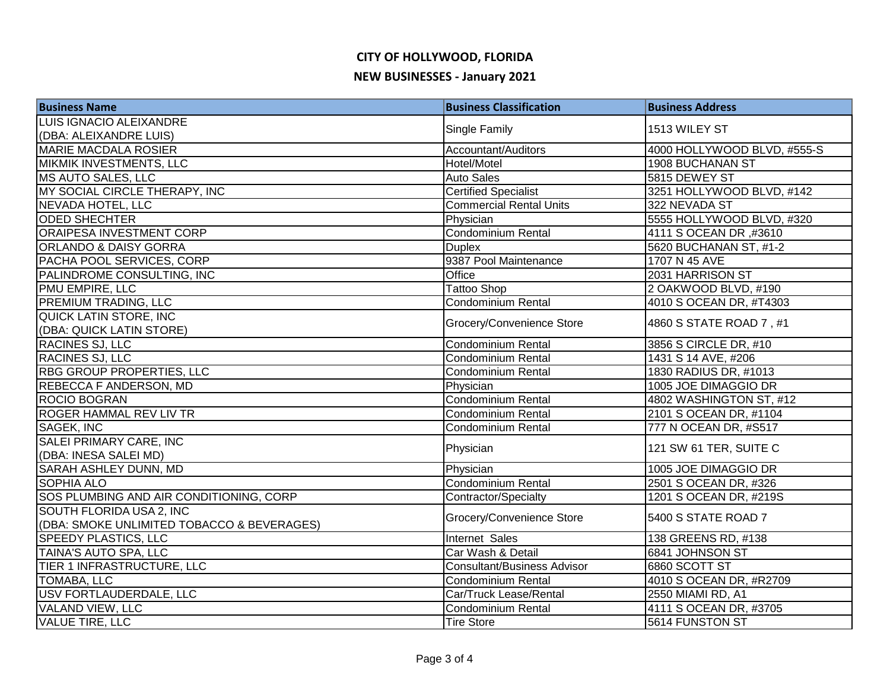# CITY OF HOLLYWOOD, FLORIDA

## NEW BUSINESSES - January 2021

| Business Name | Business Classification | Business Address |
|---|---|---|
| LUIS IGNACIO ALEIXANDRE (DBA: ALEIXANDRE LUIS) | Single Family | 1513 WILEY ST |
| MARIE MACDALA ROSIER | Accountant/Auditors | 4000 HOLLYWOOD BLVD, #555-S |
| MIKMIK INVESTMENTS, LLC | Hotel/Motel | 1908 BUCHANAN ST |
| MS AUTO SALES, LLC | Auto Sales | 5815 DEWEY ST |
| MY SOCIAL CIRCLE THERAPY, INC | Certified Specialist | 3251 HOLLYWOOD BLVD, #142 |
| NEVADA HOTEL, LLC | Commercial Rental Units | 322 NEVADA ST |
| ODED SHECHTER | Physician | 5555 HOLLYWOOD BLVD, #320 |
| ORAIPESA INVESTMENT CORP | Condominium Rental | 4111 S OCEAN DR ,#3610 |
| ORLANDO & DAISY GORRA | Duplex | 5620 BUCHANAN ST, #1-2 |
| PACHA POOL SERVICES, CORP | 9387 Pool Maintenance | 1707 N 45 AVE |
| PALINDROME CONSULTING, INC | Office | 2031 HARRISON ST |
| PMU EMPIRE, LLC | Tattoo Shop | 2 OAKWOOD BLVD, #190 |
| PREMIUM TRADING, LLC | Condominium Rental | 4010 S OCEAN DR, #T4303 |
| QUICK LATIN STORE, INC (DBA: QUICK LATIN STORE) | Grocery/Convenience Store | 4860 S STATE ROAD 7 , #1 |
| RACINES SJ, LLC | Condominium Rental | 3856 S CIRCLE DR, #10 |
| RACINES SJ, LLC | Condominium Rental | 1431 S 14 AVE, #206 |
| RBG GROUP PROPERTIES, LLC | Condominium Rental | 1830 RADIUS DR, #1013 |
| REBECCA F ANDERSON, MD | Physician | 1005 JOE DIMAGGIO DR |
| ROCIO BOGRAN | Condominium Rental | 4802 WASHINGTON ST, #12 |
| ROGER HAMMAL REV LIV TR | Condominium Rental | 2101 S OCEAN DR, #1104 |
| SAGEK, INC | Condominium Rental | 777 N OCEAN DR, #S517 |
| SALEI PRIMARY CARE, INC (DBA: INESA SALEI MD) | Physician | 121 SW 61 TER, SUITE C |
| SARAH ASHLEY DUNN, MD | Physician | 1005 JOE DIMAGGIO DR |
| SOPHIA ALO | Condominium Rental | 2501 S OCEAN DR, #326 |
| SOS PLUMBING AND AIR CONDITIONING, CORP | Contractor/Specialty | 1201 S OCEAN DR, #219S |
| SOUTH FLORIDA USA 2, INC (DBA: SMOKE UNLIMITED TOBACCO & BEVERAGES) | Grocery/Convenience Store | 5400 S STATE ROAD 7 |
| SPEEDY PLASTICS, LLC | Internet Sales | 138 GREENS RD, #138 |
| TAINA'S AUTO SPA, LLC | Car Wash & Detail | 6841 JOHNSON ST |
| TIER 1 INFRASTRUCTURE, LLC | Consultant/Business Advisor | 6860 SCOTT ST |
| TOMABA, LLC | Condominium Rental | 4010 S OCEAN DR, #R2709 |
| USV FORTLAUDERDALE, LLC | Car/Truck Lease/Rental | 2550 MIAMI RD, A1 |
| VALAND VIEW, LLC | Condominium Rental | 4111 S OCEAN DR, #3705 |
| VALUE TIRE, LLC | Tire Store | 5614 FUNSTON ST |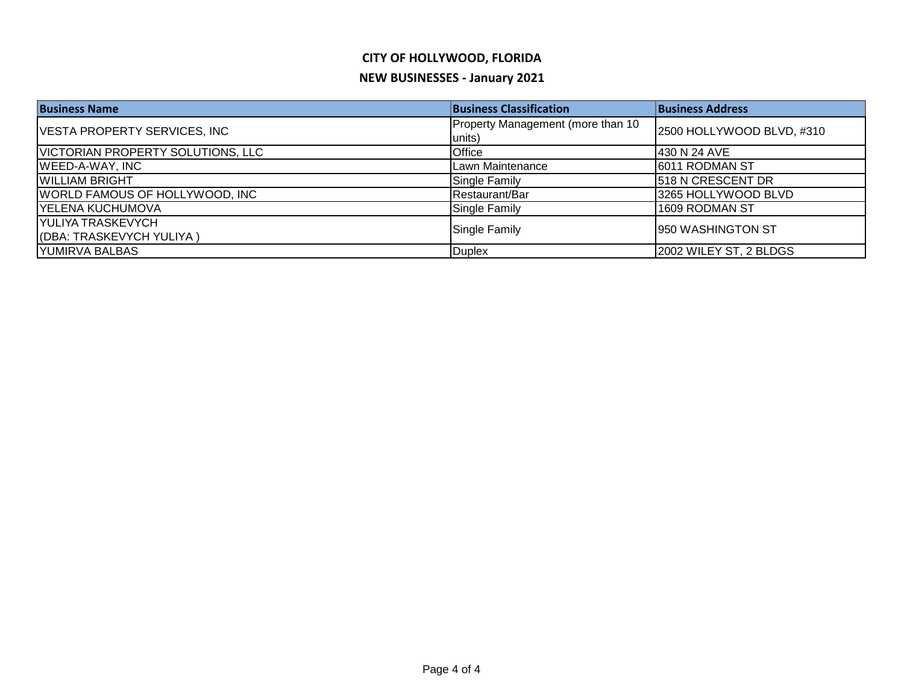# CITY OF HOLLYWOOD, FLORIDA

## NEW BUSINESSES - January 2021

| Business Name | Business Classification | Business Address |
|---|---|---|
| VESTA PROPERTY SERVICES, INC | Property Management (more than 10 units) | 2500 HOLLYWOOD BLVD, #310 |
| VICTORIAN PROPERTY SOLUTIONS, LLC | Office | 430 N 24 AVE |
| WEED-A-WAY, INC | Lawn Maintenance | 6011 RODMAN ST |
| WILLIAM BRIGHT | Single Family | 518 N CRESCENT DR |
| WORLD FAMOUS OF HOLLYWOOD, INC | Restaurant/Bar | 3265 HOLLYWOOD BLVD |
| YELENA KUCHUMOVA | Single Family | 1609 RODMAN ST |
| YULIYA TRASKEVYCH (DBA: TRASKEVYCH YULIYA ) | Single Family | 950 WASHINGTON ST |
| YUMIRVA BALBAS | Duplex | 2002 WILEY ST, 2 BLDGS |